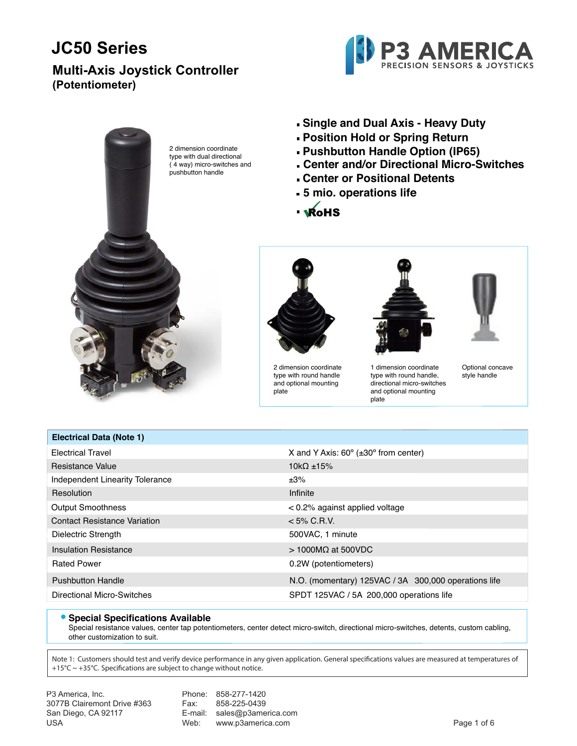# JC50 Series

## Multi-Axis Joystick Controller
**(Potentiometer)**

P3 AMERICA
PRECISION SENSORS & JOYSTICKS

2 dimension coordinate type with dual directional ( 4 way) micro-switches and pushbutton handle

- **Single and Dual Axis - Heavy Duty**
- **Position Hold or Spring Return**
- **Pushbutton Handle Option (IP65)**
- **Center and/or Directional Micro-Switches**
- **Center or Positional Detents**
- **5 mio. operations life**
- **RoHS**

2 dimension coordinate type with round handle and optional mounting plate

1 dimension coordinate type with round handle, directional micro-switches and optional mounting plate

Optional concave style handle

| Electrical Data (Note 1) | |
|---|---|
| Electrical Travel | X and Y Axis: 60° (±30° from center) |
| Resistance Value | 10kΩ ±15% |
| Independent Linearity Tolerance | ±3% |
| Resolution | Infinite |
| Output Smoothness | < 0.2% against applied voltage |
| Contact Resistance Variation | < 5% C.R.V. |
| Dielectric Strength | 500VAC, 1 minute |
| Insulation Resistance | > 1000MΩ at 500VDC |
| Rated Power | 0.2W (potentiometers) |
| Pushbutton Handle | N.O. (momentary) 125VAC / 3A 300,000 operations life |
| Directional Micro-Switches | SPDT 125VAC / 5A 200,000 operations life |

- **Special Specifications Available**
  Special resistance values, center tap potentiometers, center detect micro-switch, directional micro-switches, detents, custom cabling, other customization to suit.

Note 1: Customers should test and verify device performance in any given application. General specifications values are measured at temperatures of +15°C ~ +35°C. Specifications are subject to change without notice.

P3 America, Inc.
3077B Clairemont Drive #363
San Diego, CA 92117
USA

Phone: 858-277-1420
Fax: 858-225-0439
E-mail: sales@p3america.com
Web: www.p3america.com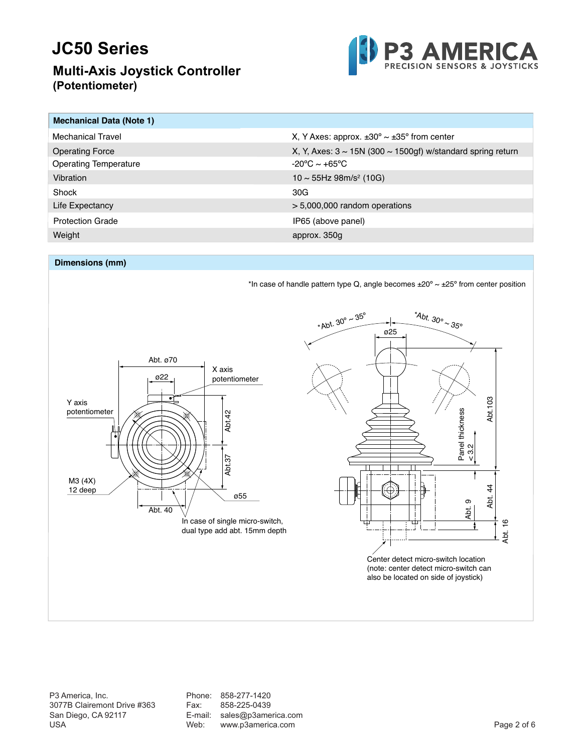# JC50 Series

## Multi-Axis Joystick Controller
### (Potentiometer)

| Mechanical Data (Note 1) | |
|---|---|
| Mechanical Travel | X, Y Axes: approx. ±30° ~ ±35° from center |
| Operating Force | X, Y, Axes: 3 ~ 15N (300 ~ 1500gf) w/standard spring return |
| Operating Temperature | -20°C ~ +65°C |
| Vibration | 10 ~ 55Hz 98m/s² (10G) |
| Shock | 30G |
| Life Expectancy | > 5,000,000 random operations |
| Protection Grade | IP65 (above panel) |
| Weight | approx. 350g |

## Dimensions (mm)

*In case of handle pattern type Q, angle becomes ±20° ~ ±25° from center position

Abt. ø70; ø22; X axis potentiometer; Y axis potentiometer; Abt.42; Abt.37; M3 (4X) 12 deep; ø55; Abt. 40

In case of single micro-switch, dual type add abt. 15mm depth

*Abt. 30° ~ 35°; *Abt. 30° ~ 35°; ø25; Abt.103; Panel thickness < 3.2; Abt. 44; Abt. 9; Abt. 16

Center detect micro-switch location (note: center detect micro-switch can also be located on side of joystick)

P3 America, Inc.
3077B Clairemont Drive #363
San Diego, CA 92117
USA

Phone: 858-277-1420
Fax: 858-225-0439
E-mail: sales@p3america.com
Web: www.p3america.com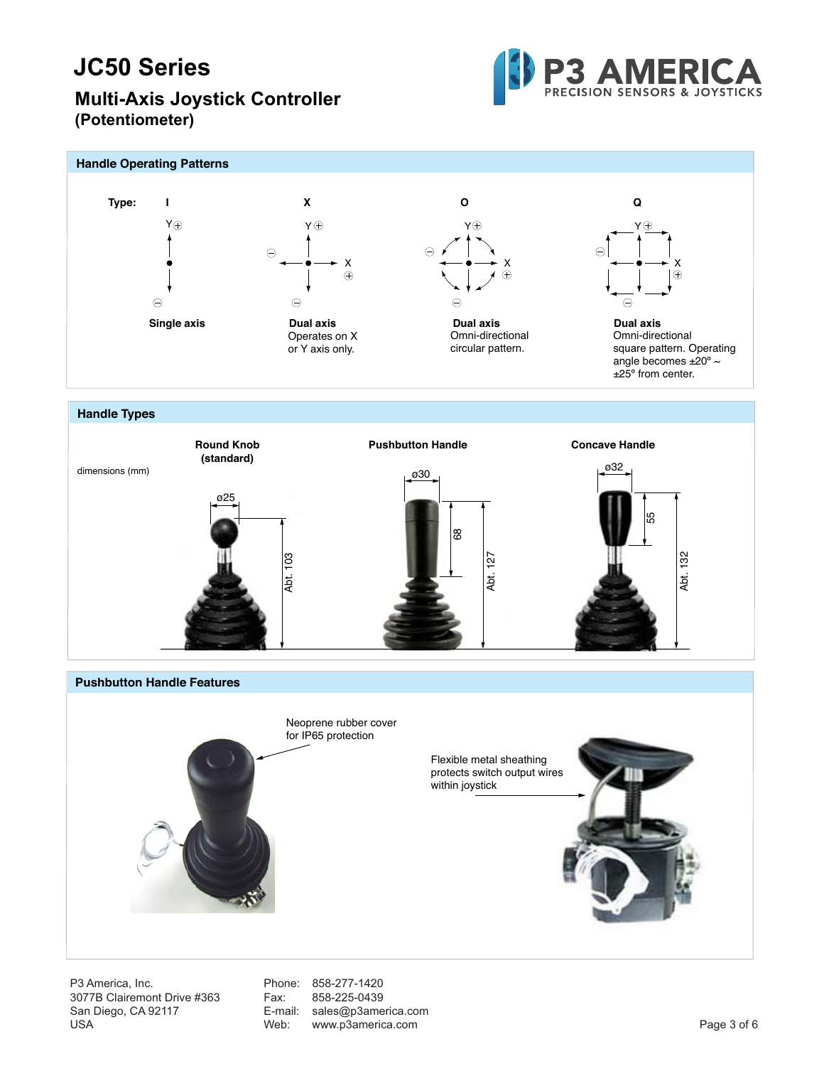# JC50 Series

## Multi-Axis Joystick Controller (Potentiometer)

### Handle Operating Patterns

| Type: | I | X | O | Q |
|---|---|---|---|---|
| | **Single axis** | **Dual axis** Operates on X or Y axis only. | **Dual axis** Omni-directional circular pattern. | **Dual axis** Omni-directional square pattern. Operating angle becomes ±20° ~ ±25° from center. |

### Handle Types

dimensions (mm)

| Round Knob (standard) | Pushbutton Handle | Concave Handle |
|---|---|---|
| ø25, Abt. 103 | ø30, 68, Abt. 127 | ø32, 55, Abt. 132 |

### Pushbutton Handle Features

Neoprene rubber cover for IP65 protection

Flexible metal sheathing protects switch output wires within joystick

P3 America, Inc.
3077B Clairemont Drive #363
San Diego, CA 92117
USA

Phone: 858-277-1420
Fax: 858-225-0439
E-mail: sales@p3america.com
Web: www.p3america.com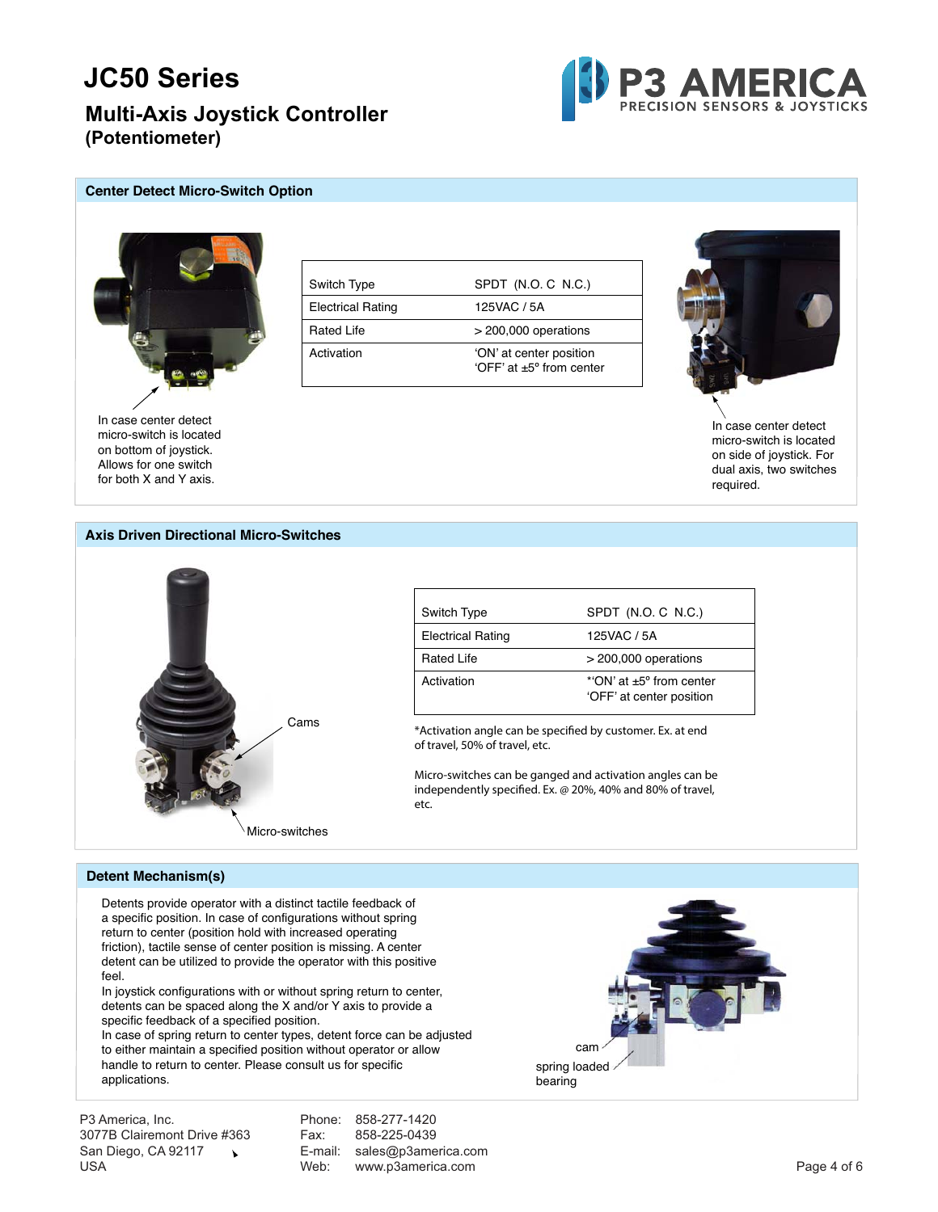# JC50 Series

## Multi-Axis Joystick Controller (Potentiometer)

### Center Detect Micro-Switch Option

| Switch Type | SPDT (N.O. C N.C.) |
|---|---|
| Electrical Rating | 125VAC / 5A |
| Rated Life | > 200,000 operations |
| Activation | 'ON' at center position<br>'OFF' at ±5° from center |

In case center detect micro-switch is located on bottom of joystick. Allows for one switch for both X and Y axis.

In case center detect micro-switch is located on side of joystick. For dual axis, two switches required.

### Axis Driven Directional Micro-Switches

Cams

Micro-switches

| Switch Type | SPDT (N.O. C N.C.) |
|---|---|
| Electrical Rating | 125VAC / 5A |
| Rated Life | > 200,000 operations |
| Activation | *'ON' at ±5° from center<br>'OFF' at center position |

*Activation angle can be specified by customer. Ex. at end of travel, 50% of travel, etc.

Micro-switches can be ganged and activation angles can be independently specified. Ex. @ 20%, 40% and 80% of travel, etc.

### Detent Mechanism(s)

Detents provide operator with a distinct tactile feedback of a specific position. In case of configurations without spring return to center (position hold with increased operating friction), tactile sense of center position is missing. A center detent can be utilized to provide the operator with this positive feel.
In joystick configurations with or without spring return to center, detents can be spaced along the X and/or Y axis to provide a specific feedback of a specified position.
In case of spring return to center types, detent force can be adjusted to either maintain a specified position without operator or allow handle to return to center. Please consult us for specific applications.

cam

spring loaded bearing

P3 America, Inc.
3077B Clairemont Drive #363
San Diego, CA 92117
USA

Phone: 858-277-1420
Fax: 858-225-0439
E-mail: sales@p3america.com
Web: www.p3america.com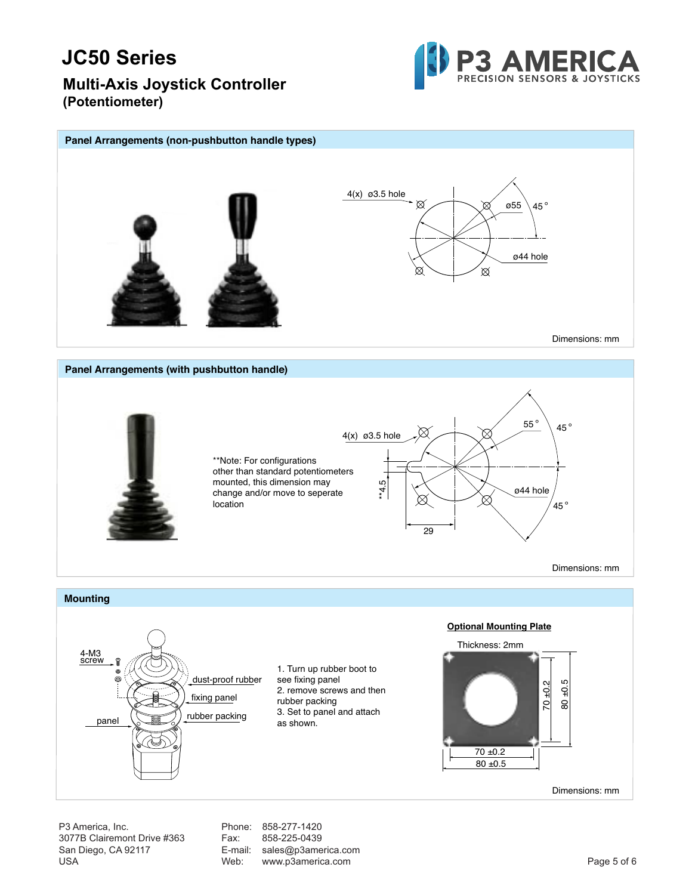# JC50 Series

## Multi-Axis Joystick Controller
**(Potentiometer)**

P3 AMERICA
PRECISION SENSORS & JOYSTICKS

### Panel Arrangements (non-pushbutton handle types)

4(x) ø3.5 hole

ø55

45°

ø44 hole

Dimensions: mm

### Panel Arrangements (with pushbutton handle)

**Note: For configurations other than standard potentiometers mounted, this dimension may change and/or move to seperate location

4(x) ø3.5 hole

55°

45°

**4.5

ø44 hole

45°

29

Dimensions: mm

### Mounting

4-M3 screw

dust-proof rubber

fixing panel

rubber packing

panel

1. Turn up rubber boot to see fixing panel
2. remove screws and then rubber packing
3. Set to panel and attach as shown.

**Optional Mounting Plate**

Thickness: 2mm

70 ±0.2

80 ±0.5

70 ±0.2

80 ±0.5

Dimensions: mm

P3 America, Inc.
3077B Clairemont Drive #363
San Diego, CA 92117
USA

Phone: 858-277-1420
Fax: 858-225-0439
E-mail: sales@p3america.com
Web: www.p3america.com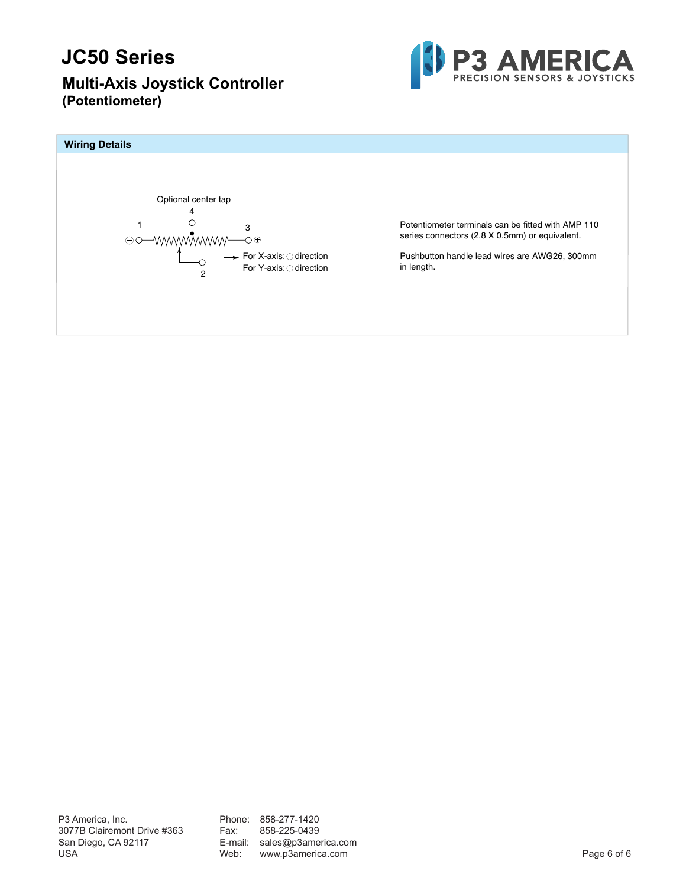# JC50 Series

## Multi-Axis Joystick Controller

**(Potentiometer)**

### Wiring Details

Optional center tap

4

1

3

⊖

⊕

2

For X-axis: ⊕ direction

For Y-axis: ⊕ direction

Potentiometer terminals can be fitted with AMP 110 series connectors (2.8 X 0.5mm) or equivalent.

Pushbutton handle lead wires are AWG26, 300mm in length.

P3 America, Inc.
3077B Clairemont Drive #363
San Diego, CA 92117
USA

Phone: 858-277-1420
Fax: 858-225-0439
E-mail: sales@p3america.com
Web: www.p3america.com